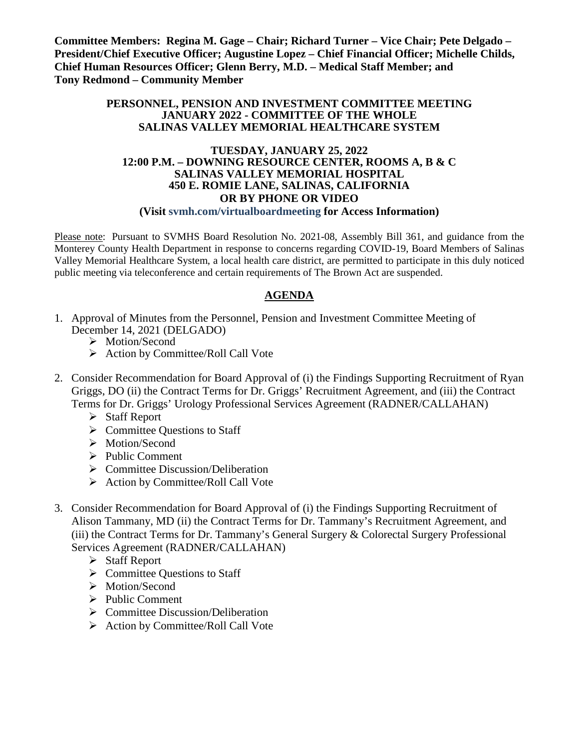**Committee Members: Regina M. Gage – Chair; Richard Turner – Vice Chair; Pete Delgado – President/Chief Executive Officer; Augustine Lopez – Chief Financial Officer; Michelle Childs, Chief Human Resources Officer; Glenn Berry, M.D. – Medical Staff Member; and Tony Redmond – Community Member**

**PERSONNEL, PENSION AND INVESTMENT COMMITTEE MEETING**
**JANUARY 2022 - COMMITTEE OF THE WHOLE**
**SALINAS VALLEY MEMORIAL HEALTHCARE SYSTEM**

**TUESDAY, JANUARY 25, 2022**
**12:00 P.M. – DOWNING RESOURCE CENTER, ROOMS A, B & C**
**SALINAS VALLEY MEMORIAL HOSPITAL**
**450 E. ROMIE LANE, SALINAS, CALIFORNIA**
**OR BY PHONE OR VIDEO**
**(Visit svmh.com/virtualboardmeeting for Access Information)**

Please note: Pursuant to SVMHS Board Resolution No. 2021-08, Assembly Bill 361, and guidance from the Monterey County Health Department in response to concerns regarding COVID-19, Board Members of Salinas Valley Memorial Healthcare System, a local health care district, are permitted to participate in this duly noticed public meeting via teleconference and certain requirements of The Brown Act are suspended.

## AGENDA

1. Approval of Minutes from the Personnel, Pension and Investment Committee Meeting of December 14, 2021 (DELGADO)
   - Motion/Second
   - Action by Committee/Roll Call Vote

2. Consider Recommendation for Board Approval of (i) the Findings Supporting Recruitment of Ryan Griggs, DO (ii) the Contract Terms for Dr. Griggs' Recruitment Agreement, and (iii) the Contract Terms for Dr. Griggs' Urology Professional Services Agreement (RADNER/CALLAHAN)
   - Staff Report
   - Committee Questions to Staff
   - Motion/Second
   - Public Comment
   - Committee Discussion/Deliberation
   - Action by Committee/Roll Call Vote

3. Consider Recommendation for Board Approval of (i) the Findings Supporting Recruitment of Alison Tammany, MD (ii) the Contract Terms for Dr. Tammany's Recruitment Agreement, and (iii) the Contract Terms for Dr. Tammany's General Surgery & Colorectal Surgery Professional Services Agreement (RADNER/CALLAHAN)
   - Staff Report
   - Committee Questions to Staff
   - Motion/Second
   - Public Comment
   - Committee Discussion/Deliberation
   - Action by Committee/Roll Call Vote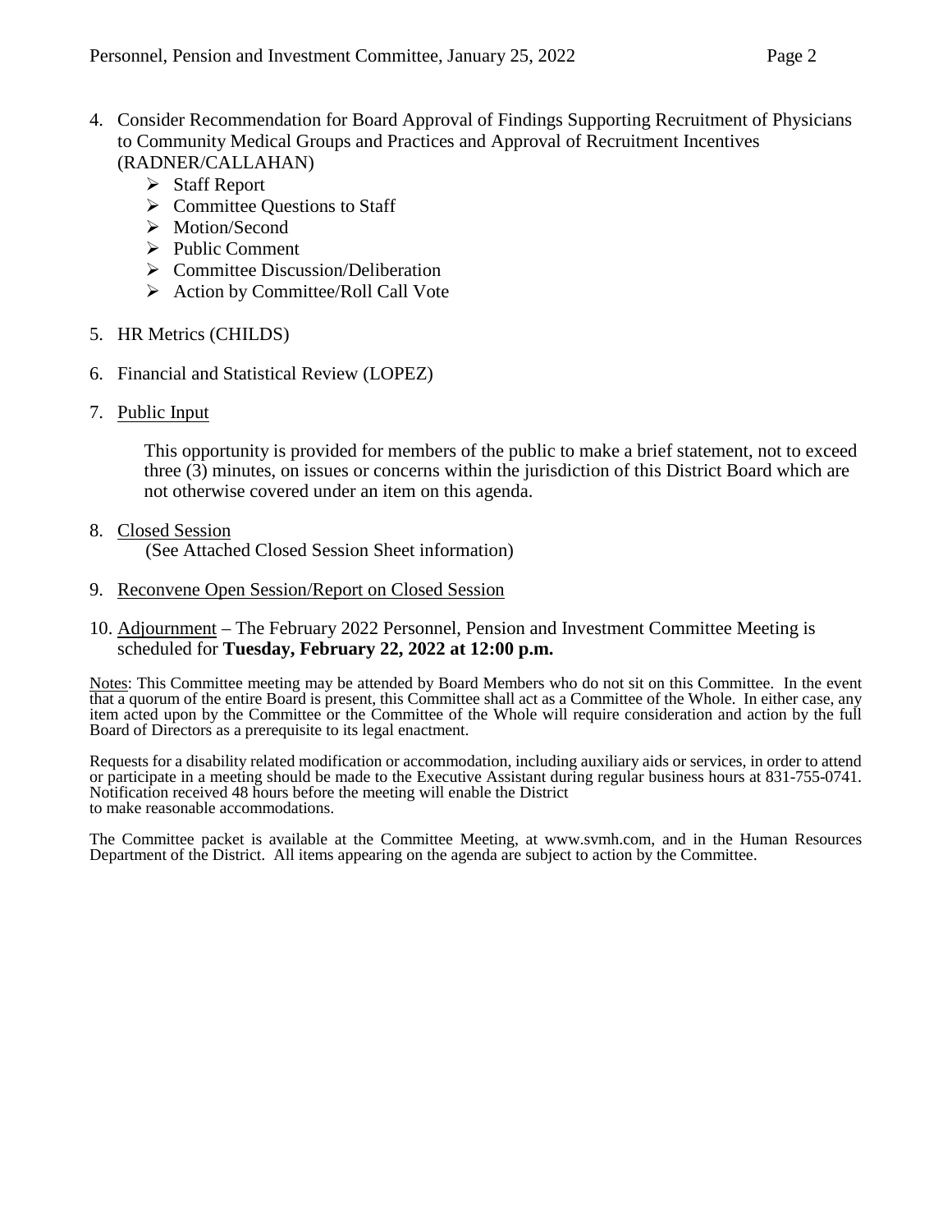4. Consider Recommendation for Board Approval of Findings Supporting Recruitment of Physicians to Community Medical Groups and Practices and Approval of Recruitment Incentives (RADNER/CALLAHAN)
   - ➢ Staff Report
   - ➢ Committee Questions to Staff
   - ➢ Motion/Second
   - ➢ Public Comment
   - ➢ Committee Discussion/Deliberation
   - ➢ Action by Committee/Roll Call Vote

5. HR Metrics (CHILDS)

6. Financial and Statistical Review (LOPEZ)

7. Public Input

   This opportunity is provided for members of the public to make a brief statement, not to exceed three (3) minutes, on issues or concerns within the jurisdiction of this District Board which are not otherwise covered under an item on this agenda.

8. Closed Session
   (See Attached Closed Session Sheet information)

9. Reconvene Open Session/Report on Closed Session

10. Adjournment – The February 2022 Personnel, Pension and Investment Committee Meeting is scheduled for **Tuesday, February 22, 2022 at 12:00 p.m.**

Notes: This Committee meeting may be attended by Board Members who do not sit on this Committee. In the event that a quorum of the entire Board is present, this Committee shall act as a Committee of the Whole. In either case, any item acted upon by the Committee or the Committee of the Whole will require consideration and action by the full Board of Directors as a prerequisite to its legal enactment.

Requests for a disability related modification or accommodation, including auxiliary aids or services, in order to attend or participate in a meeting should be made to the Executive Assistant during regular business hours at 831-755-0741. Notification received 48 hours before the meeting will enable the District to make reasonable accommodations.

The Committee packet is available at the Committee Meeting, at www.svmh.com, and in the Human Resources Department of the District. All items appearing on the agenda are subject to action by the Committee.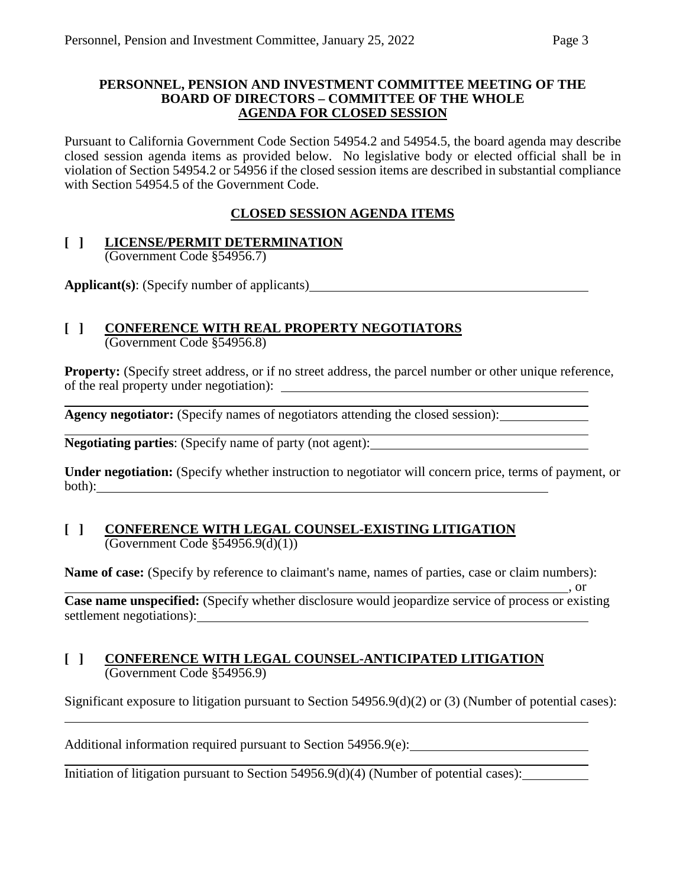**PERSONNEL, PENSION AND INVESTMENT COMMITTEE MEETING OF THE BOARD OF DIRECTORS – COMMITTEE OF THE WHOLE**
**AGENDA FOR CLOSED SESSION**

Pursuant to California Government Code Section 54954.2 and 54954.5, the board agenda may describe closed session agenda items as provided below. No legislative body or elected official shall be in violation of Section 54954.2 or 54956 if the closed session items are described in substantial compliance with Section 54954.5 of the Government Code.

**CLOSED SESSION AGENDA ITEMS**

**[ ] LICENSE/PERMIT DETERMINATION**
(Government Code §54956.7)

**Applicant(s)**: (Specify number of applicants)\_\_\_\_\_\_\_\_\_\_\_\_\_\_\_\_\_\_\_\_\_\_\_\_\_\_\_\_\_\_\_\_\_\_\_\_\_\_\_\_

**[ ] CONFERENCE WITH REAL PROPERTY NEGOTIATORS**
(Government Code §54956.8)

**Property:** (Specify street address, or if no street address, the parcel number or other unique reference, of the real property under negotiation): \_\_\_\_\_\_\_\_\_\_\_\_\_\_\_\_\_\_\_\_\_\_\_\_\_\_\_\_\_\_\_\_\_\_\_\_\_\_\_\_\_\_\_\_

**Agency negotiator:** (Specify names of negotiators attending the closed session):\_\_\_\_\_\_\_\_\_\_\_\_\_

**Negotiating parties**: (Specify name of party (not agent):\_\_\_\_\_\_\_\_\_\_\_\_\_\_\_\_\_\_\_\_\_\_\_\_\_\_\_\_\_\_\_\_\_

**Under negotiation:** (Specify whether instruction to negotiator will concern price, terms of payment, or both):\_\_\_\_\_\_\_\_\_\_\_\_\_\_\_\_\_\_\_\_\_\_\_\_\_\_\_\_\_\_\_\_\_\_\_\_\_\_\_\_\_\_\_\_\_\_\_\_\_\_\_\_\_\_\_\_\_\_\_\_\_\_\_\_\_\_\_\_\_

**[ ] CONFERENCE WITH LEGAL COUNSEL-EXISTING LITIGATION**
(Government Code §54956.9(d)(1))

**Name of case:** (Specify by reference to claimant's name, names of parties, case or claim numbers):
\_\_\_\_\_\_\_\_\_\_\_\_\_\_\_\_\_\_\_\_\_\_\_\_\_\_\_\_\_\_\_\_\_\_\_\_\_\_\_\_\_\_\_\_\_\_\_\_\_\_\_\_\_\_\_\_\_\_\_\_\_\_\_\_\_\_\_\_\_\_\_\_\_\_\_\_\_\_\_\_\_\_\_, or
**Case name unspecified:** (Specify whether disclosure would jeopardize service of process or existing settlement negotiations):\_\_\_\_\_\_\_\_\_\_\_\_\_\_\_\_\_\_\_\_\_\_\_\_\_\_\_\_\_\_\_\_\_\_\_\_\_\_\_\_\_\_\_\_\_\_\_\_\_\_\_\_\_\_\_\_\_\_\_

**[ ] CONFERENCE WITH LEGAL COUNSEL-ANTICIPATED LITIGATION**
(Government Code §54956.9)

Significant exposure to litigation pursuant to Section 54956.9(d)(2) or (3) (Number of potential cases):
\_\_\_\_\_\_\_\_\_\_\_\_\_\_\_\_\_\_\_\_\_\_\_\_\_\_\_\_\_\_\_\_\_\_\_\_\_\_\_\_\_\_\_\_\_\_\_\_\_\_\_\_\_\_\_\_\_\_\_\_\_\_\_\_\_\_\_\_\_\_\_\_\_\_\_\_\_\_\_\_\_\_\_\_

Additional information required pursuant to Section 54956.9(e):\_\_\_\_\_\_\_\_\_\_\_\_\_\_\_\_\_\_\_\_\_\_\_\_\_\_\_\_

Initiation of litigation pursuant to Section 54956.9(d)(4) (Number of potential cases):\_\_\_\_\_\_\_\_\_\_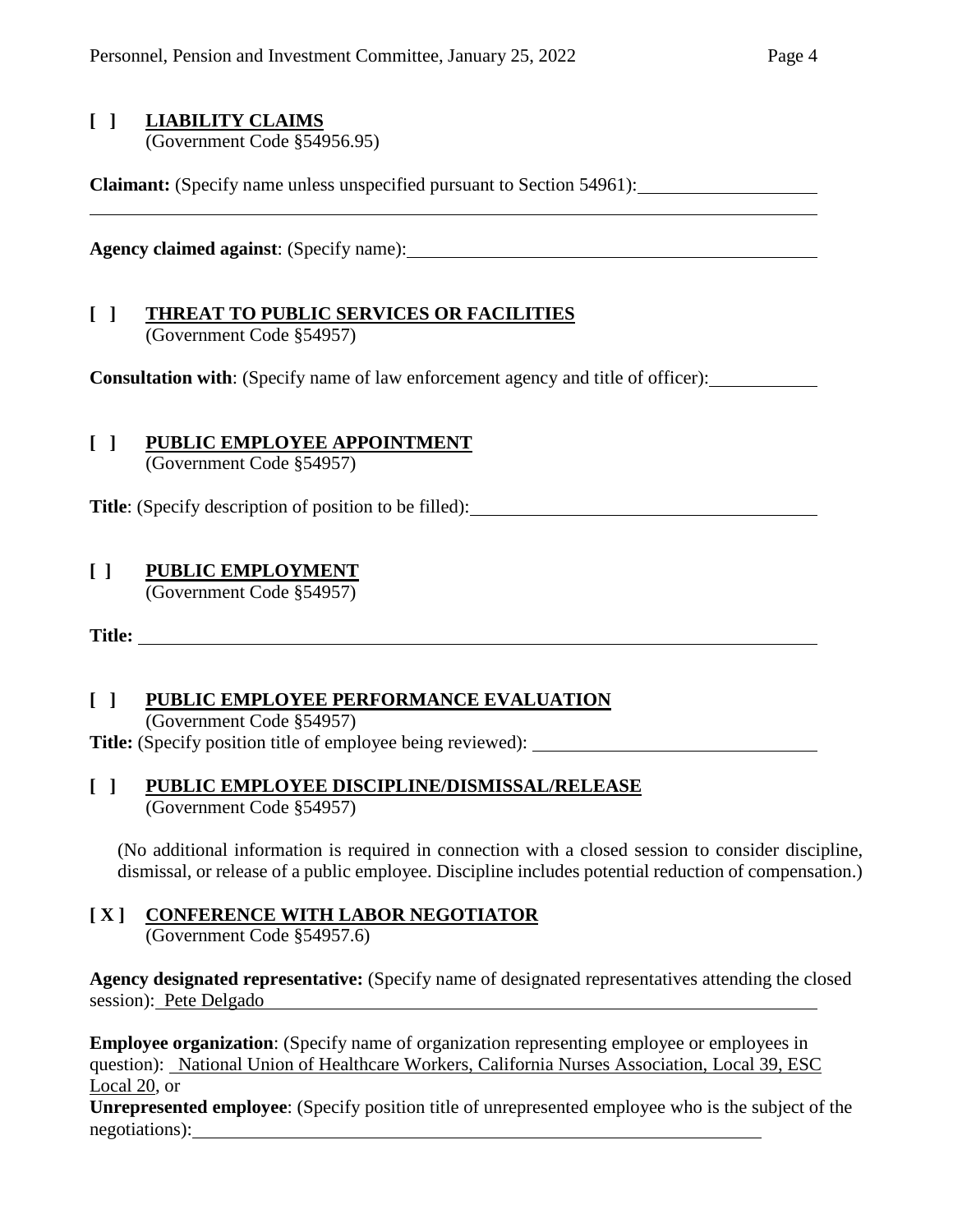**[ ] LIABILITY CLAIMS**
(Government Code §54956.95)

**Claimant:** (Specify name unless unspecified pursuant to Section 54961): \_\_\_\_\_\_\_\_\_\_\_\_\_\_\_\_\_\_\_\_

**Agency claimed against**: (Specify name): \_\_\_\_\_\_\_\_\_\_\_\_\_\_\_\_\_\_\_\_

**[ ] THREAT TO PUBLIC SERVICES OR FACILITIES**
(Government Code §54957)

**Consultation with**: (Specify name of law enforcement agency and title of officer): \_\_\_\_\_\_\_\_\_\_\_\_

**[ ] PUBLIC EMPLOYEE APPOINTMENT**
(Government Code §54957)

**Title**: (Specify description of position to be filled): \_\_\_\_\_\_\_\_\_\_\_\_\_\_\_\_\_\_\_\_

**[ ] PUBLIC EMPLOYMENT**
(Government Code §54957)

**Title:** \_\_\_\_\_\_\_\_\_\_\_\_\_\_\_\_\_\_\_\_

**[ ] PUBLIC EMPLOYEE PERFORMANCE EVALUATION**
(Government Code §54957)
**Title:** (Specify position title of employee being reviewed): \_\_\_\_\_\_\_\_\_\_\_\_\_\_\_\_\_\_\_\_

**[ ] PUBLIC EMPLOYEE DISCIPLINE/DISMISSAL/RELEASE**
(Government Code §54957)

(No additional information is required in connection with a closed session to consider discipline, dismissal, or release of a public employee. Discipline includes potential reduction of compensation.)

**[ X ] CONFERENCE WITH LABOR NEGOTIATOR**
(Government Code §54957.6)

**Agency designated representative:** (Specify name of designated representatives attending the closed session): Pete Delgado

**Employee organization**: (Specify name of organization representing employee or employees in question): National Union of Healthcare Workers, California Nurses Association, Local 39, ESC Local 20, or
**Unrepresented employee**: (Specify position title of unrepresented employee who is the subject of the negotiations): \_\_\_\_\_\_\_\_\_\_\_\_\_\_\_\_\_\_\_\_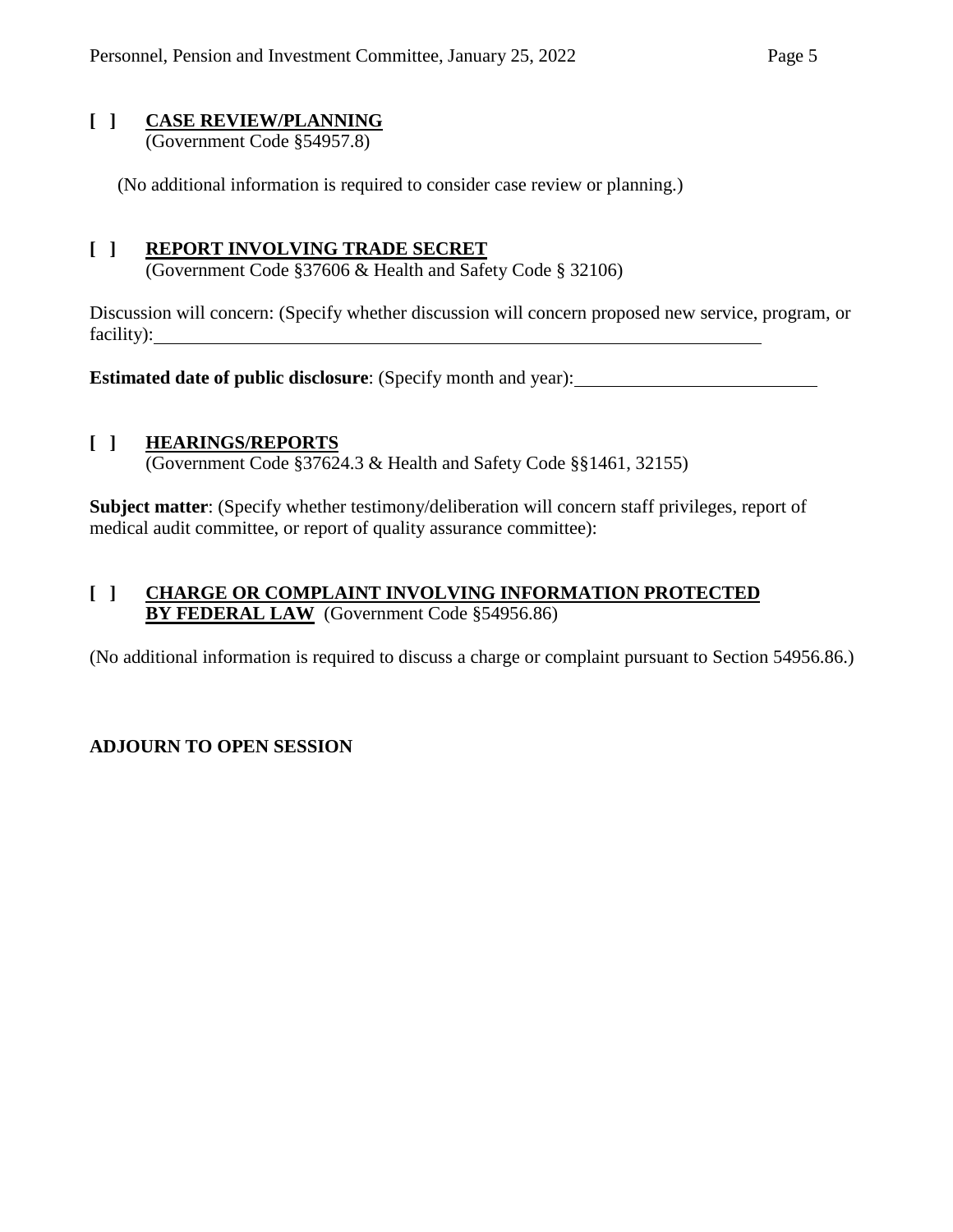**[ ]** **CASE REVIEW/PLANNING**
(Government Code §54957.8)

(No additional information is required to consider case review or planning.)

**[ ]** **REPORT INVOLVING TRADE SECRET**
(Government Code §37606 & Health and Safety Code § 32106)

Discussion will concern: (Specify whether discussion will concern proposed new service, program, or facility): \_\_\_\_\_\_\_\_\_\_\_\_\_\_\_\_\_\_\_\_\_\_\_\_\_\_\_\_\_\_\_\_\_\_\_\_\_\_\_\_

**Estimated date of public disclosure**: (Specify month and year): \_\_\_\_\_\_\_\_\_\_\_\_\_\_\_\_\_\_\_\_

**[ ]** **HEARINGS/REPORTS**
(Government Code §37624.3 & Health and Safety Code §§1461, 32155)

**Subject matter**: (Specify whether testimony/deliberation will concern staff privileges, report of medical audit committee, or report of quality assurance committee):

**[ ]** **CHARGE OR COMPLAINT INVOLVING INFORMATION PROTECTED BY FEDERAL LAW** (Government Code §54956.86)

(No additional information is required to discuss a charge or complaint pursuant to Section 54956.86.)

**ADJOURN TO OPEN SESSION**